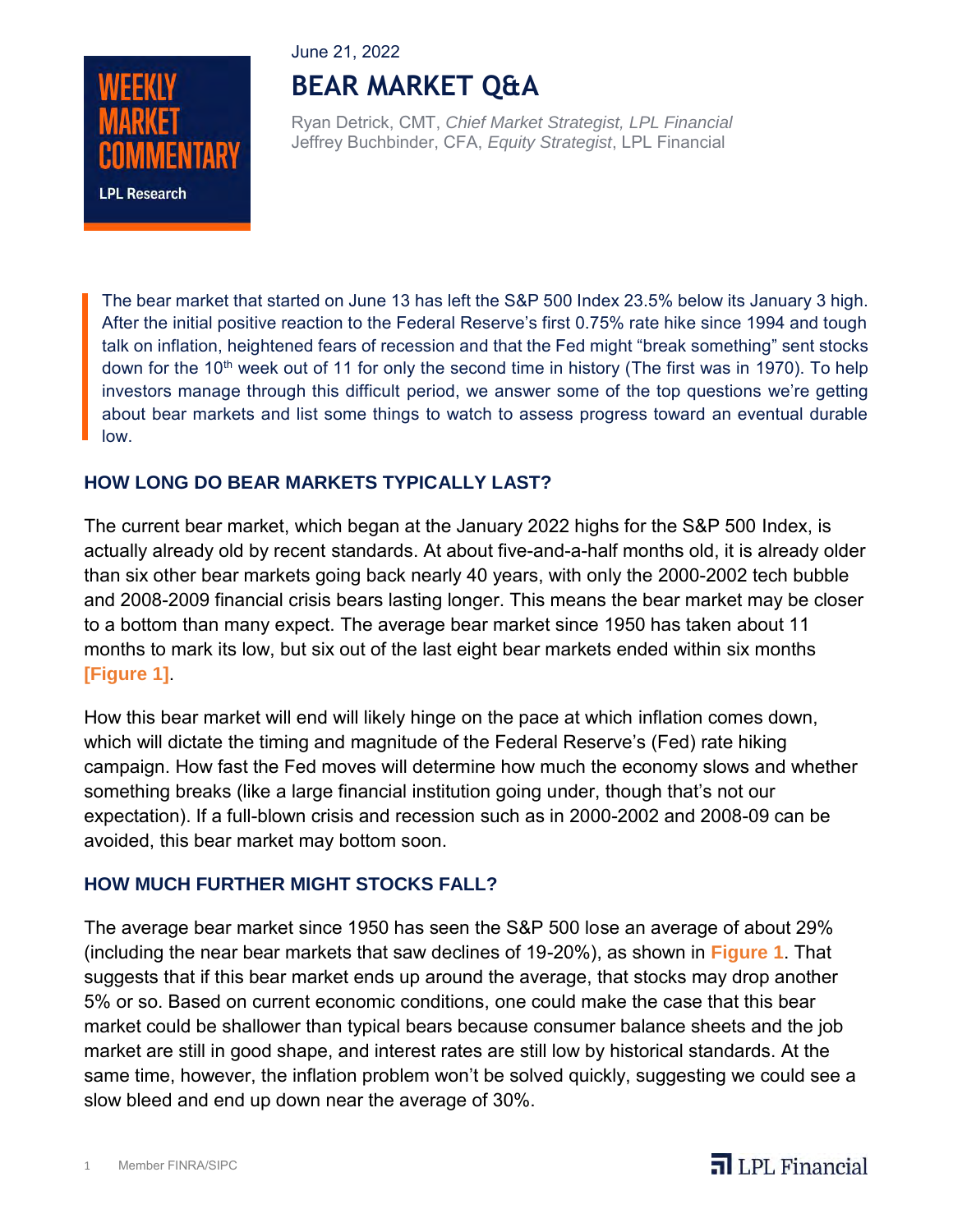WEEKLY MARKET COMMENTARY

LPL Research

June 21, 2022

# BEAR MARKET Q&A

Ryan Detrick, CMT, *Chief Market Strategist, LPL Financial*
Jeffrey Buchbinder, CFA, *Equity Strategist*, LPL Financial

> The bear market that started on June 13 has left the S&P 500 Index 23.5% below its January 3 high. After the initial positive reaction to the Federal Reserve's first 0.75% rate hike since 1994 and tough talk on inflation, heightened fears of recession and that the Fed might "break something" sent stocks down for the 10th week out of 11 for only the second time in history (The first was in 1970). To help investors manage through this difficult period, we answer some of the top questions we're getting about bear markets and list some things to watch to assess progress toward an eventual durable low.

## HOW LONG DO BEAR MARKETS TYPICALLY LAST?

The current bear market, which began at the January 2022 highs for the S&P 500 Index, is actually already old by recent standards. At about five-and-a-half months old, it is already older than six other bear markets going back nearly 40 years, with only the 2000-2002 tech bubble and 2008-2009 financial crisis bears lasting longer. This means the bear market may be closer to a bottom than many expect. The average bear market since 1950 has taken about 11 months to mark its low, but six out of the last eight bear markets ended within six months **[Figure 1]**.

How this bear market will end will likely hinge on the pace at which inflation comes down, which will dictate the timing and magnitude of the Federal Reserve's (Fed) rate hiking campaign. How fast the Fed moves will determine how much the economy slows and whether something breaks (like a large financial institution going under, though that's not our expectation). If a full-blown crisis and recession such as in 2000-2002 and 2008-09 can be avoided, this bear market may bottom soon.

## HOW MUCH FURTHER MIGHT STOCKS FALL?

The average bear market since 1950 has seen the S&P 500 lose an average of about 29% (including the near bear markets that saw declines of 19-20%), as shown in **Figure 1**. That suggests that if this bear market ends up around the average, that stocks may drop another 5% or so. Based on current economic conditions, one could make the case that this bear market could be shallower than typical bears because consumer balance sheets and the job market are still in good shape, and interest rates are still low by historical standards. At the same time, however, the inflation problem won't be solved quickly, suggesting we could see a slow bleed and end up down near the average of 30%.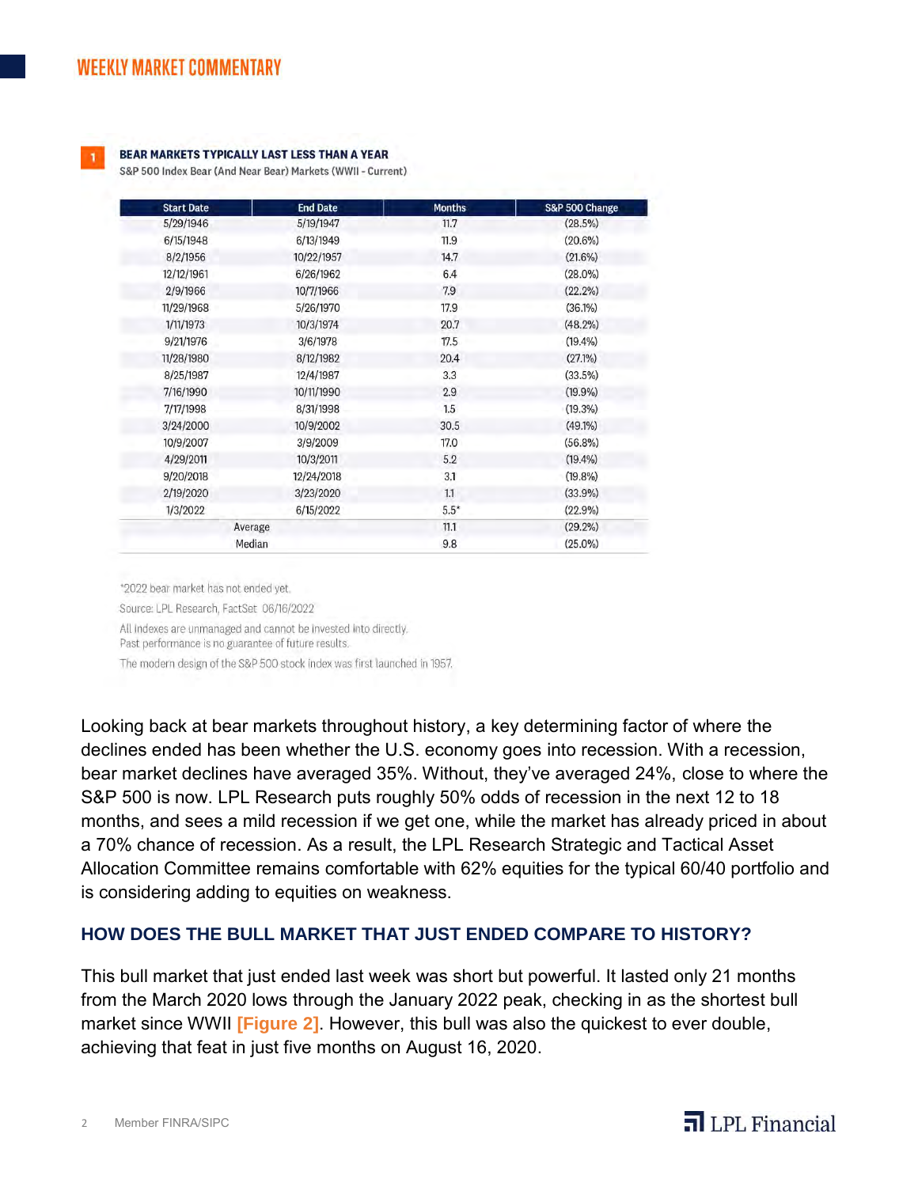**1** **BEAR MARKETS TYPICALLY LAST LESS THAN A YEAR**

S&P 500 Index Bear (And Near Bear) Markets (WWII - Current)

| Start Date | End Date | Months | S&P 500 Change |
|---|---|---|---|
| 5/29/1946 | 5/19/1947 | 11.7 | (28.5%) |
| 6/15/1948 | 6/13/1949 | 11.9 | (20.6%) |
| 8/2/1956 | 10/22/1957 | 14.7 | (21.6%) |
| 12/12/1961 | 6/26/1962 | 6.4 | (28.0%) |
| 2/9/1966 | 10/7/1966 | 7.9 | (22.2%) |
| 11/29/1968 | 5/26/1970 | 17.9 | (36.1%) |
| 1/11/1973 | 10/3/1974 | 20.7 | (48.2%) |
| 9/21/1976 | 3/6/1978 | 17.5 | (19.4%) |
| 11/28/1980 | 8/12/1982 | 20.4 | (27.1%) |
| 8/25/1987 | 12/4/1987 | 3.3 | (33.5%) |
| 7/16/1990 | 10/11/1990 | 2.9 | (19.9%) |
| 7/17/1998 | 8/31/1998 | 1.5 | (19.3%) |
| 3/24/2000 | 10/9/2002 | 30.5 | (49.1%) |
| 10/9/2007 | 3/9/2009 | 17.0 | (56.8%) |
| 4/29/2011 | 10/3/2011 | 5.2 | (19.4%) |
| 9/20/2018 | 12/24/2018 | 3.1 | (19.8%) |
| 2/19/2020 | 3/23/2020 | 1.1 | (33.9%) |
| 1/3/2022 | 6/15/2022 | 5.5* | (22.9%) |
| Average | | 11.1 | (29.2%) |
| Median | | 9.8 | (25.0%) |

*2022 bear market has not ended yet.

Source: LPL Research, FactSet 06/16/2022

All indexes are unmanaged and cannot be invested into directly.
Past performance is no guarantee of future results.

The modern design of the S&P 500 stock index was first launched in 1957.

Looking back at bear markets throughout history, a key determining factor of where the declines ended has been whether the U.S. economy goes into recession. With a recession, bear market declines have averaged 35%. Without, they've averaged 24%, close to where the S&P 500 is now. LPL Research puts roughly 50% odds of recession in the next 12 to 18 months, and sees a mild recession if we get one, while the market has already priced in about a 70% chance of recession. As a result, the LPL Research Strategic and Tactical Asset Allocation Committee remains comfortable with 62% equities for the typical 60/40 portfolio and is considering adding to equities on weakness.

## HOW DOES THE BULL MARKET THAT JUST ENDED COMPARE TO HISTORY?

This bull market that just ended last week was short but powerful. It lasted only 21 months from the March 2020 lows through the January 2022 peak, checking in as the shortest bull market since WWII [Figure 2]. However, this bull was also the quickest to ever double, achieving that feat in just five months on August 16, 2020.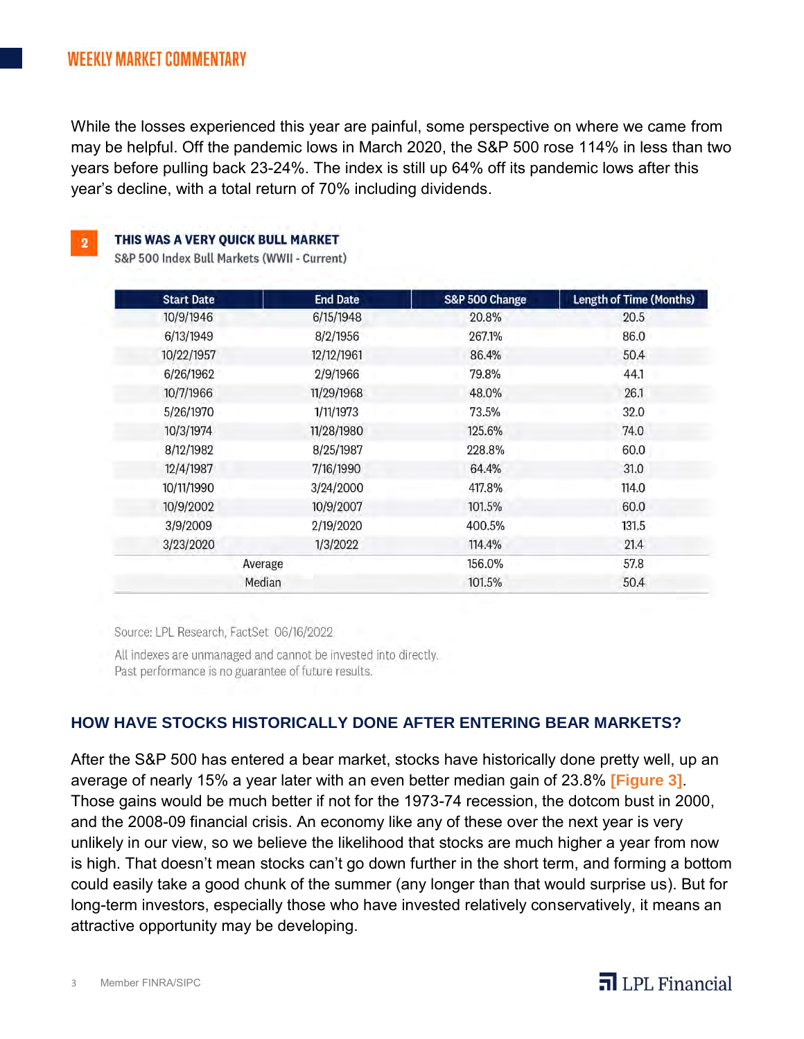While the losses experienced this year are painful, some perspective on where we came from may be helpful. Off the pandemic lows in March 2020, the S&P 500 rose 114% in less than two years before pulling back 23-24%. The index is still up 64% off its pandemic lows after this year's decline, with a total return of 70% including dividends.

**2** **THIS WAS A VERY QUICK BULL MARKET**

S&P 500 Index Bull Markets (WWII - Current)

| Start Date | End Date | S&P 500 Change | Length of Time (Months) |
|---|---|---|---|
| 10/9/1946 | 6/15/1948 | 20.8% | 20.5 |
| 6/13/1949 | 8/2/1956 | 267.1% | 86.0 |
| 10/22/1957 | 12/12/1961 | 86.4% | 50.4 |
| 6/26/1962 | 2/9/1966 | 79.8% | 44.1 |
| 10/7/1966 | 11/29/1968 | 48.0% | 26.1 |
| 5/26/1970 | 1/11/1973 | 73.5% | 32.0 |
| 10/3/1974 | 11/28/1980 | 125.6% | 74.0 |
| 8/12/1982 | 8/25/1987 | 228.8% | 60.0 |
| 12/4/1987 | 7/16/1990 | 64.4% | 31.0 |
| 10/11/1990 | 3/24/2000 | 417.8% | 114.0 |
| 10/9/2002 | 10/9/2007 | 101.5% | 60.0 |
| 3/9/2009 | 2/19/2020 | 400.5% | 131.5 |
| 3/23/2020 | 1/3/2022 | 114.4% | 21.4 |
| Average | | 156.0% | 57.8 |
| Median | | 101.5% | 50.4 |

Source: LPL Research, FactSet 06/16/2022

All indexes are unmanaged and cannot be invested into directly.
Past performance is no guarantee of future results.

## HOW HAVE STOCKS HISTORICALLY DONE AFTER ENTERING BEAR MARKETS?

After the S&P 500 has entered a bear market, stocks have historically done pretty well, up an average of nearly 15% a year later with an even better median gain of 23.8% [Figure 3]. Those gains would be much better if not for the 1973-74 recession, the dotcom bust in 2000, and the 2008-09 financial crisis. An economy like any of these over the next year is very unlikely in our view, so we believe the likelihood that stocks are much higher a year from now is high. That doesn't mean stocks can't go down further in the short term, and forming a bottom could easily take a good chunk of the summer (any longer than that would surprise us). But for long-term investors, especially those who have invested relatively conservatively, it means an attractive opportunity may be developing.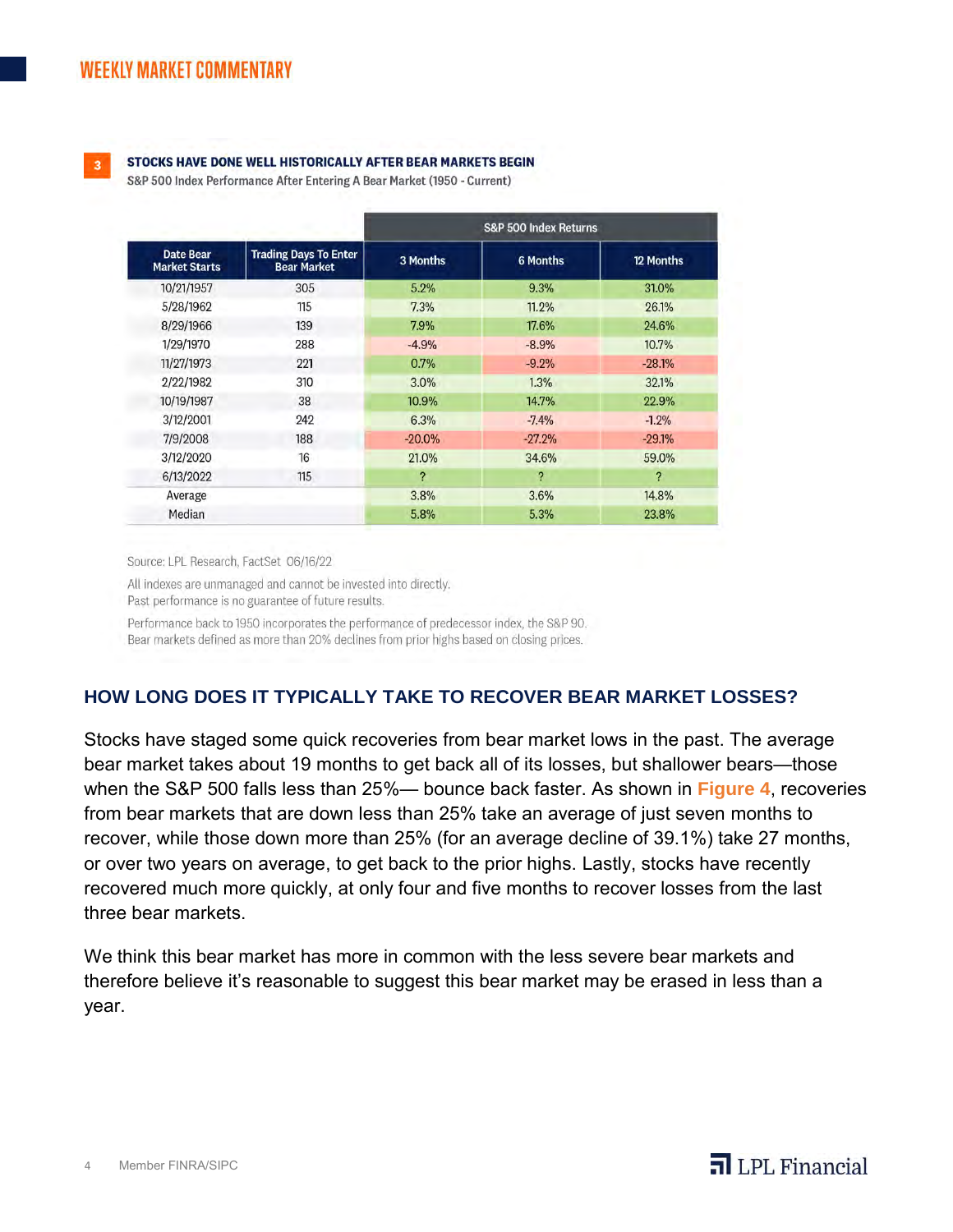**3** **STOCKS HAVE DONE WELL HISTORICALLY AFTER BEAR MARKETS BEGIN**

S&P 500 Index Performance After Entering A Bear Market (1950 - Current)

| | | S&P 500 Index Returns | | |
|---|---|---|---|---|
| Date Bear Market Starts | Trading Days To Enter Bear Market | 3 Months | 6 Months | 12 Months |
| 10/21/1957 | 305 | 5.2% | 9.3% | 31.0% |
| 5/28/1962 | 115 | 7.3% | 11.2% | 26.1% |
| 8/29/1966 | 139 | 7.9% | 17.6% | 24.6% |
| 1/29/1970 | 288 | -4.9% | -8.9% | 10.7% |
| 11/27/1973 | 221 | 0.7% | -9.2% | -28.1% |
| 2/22/1982 | 310 | 3.0% | 1.3% | 32.1% |
| 10/19/1987 | 38 | 10.9% | 14.7% | 22.9% |
| 3/12/2001 | 242 | 6.3% | -7.4% | -1.2% |
| 7/9/2008 | 188 | -20.0% | -27.2% | -29.1% |
| 3/12/2020 | 16 | 21.0% | 34.6% | 59.0% |
| 6/13/2022 | 115 | ? | ? | ? |
| Average | | 3.8% | 3.6% | 14.8% |
| Median | | 5.8% | 5.3% | 23.8% |

Source: LPL Research, FactSet 06/16/22

All indexes are unmanaged and cannot be invested into directly.
Past performance is no guarantee of future results.

Performance back to 1950 incorporates the performance of predecessor index, the S&P 90.
Bear markets defined as more than 20% declines from prior highs based on closing prices.

## HOW LONG DOES IT TYPICALLY TAKE TO RECOVER BEAR MARKET LOSSES?

Stocks have staged some quick recoveries from bear market lows in the past. The average bear market takes about 19 months to get back all of its losses, but shallower bears—those when the S&P 500 falls less than 25%— bounce back faster. As shown in **Figure 4**, recoveries from bear markets that are down less than 25% take an average of just seven months to recover, while those down more than 25% (for an average decline of 39.1%) take 27 months, or over two years on average, to get back to the prior highs. Lastly, stocks have recently recovered much more quickly, at only four and five months to recover losses from the last three bear markets.

We think this bear market has more in common with the less severe bear markets and therefore believe it's reasonable to suggest this bear market may be erased in less than a year.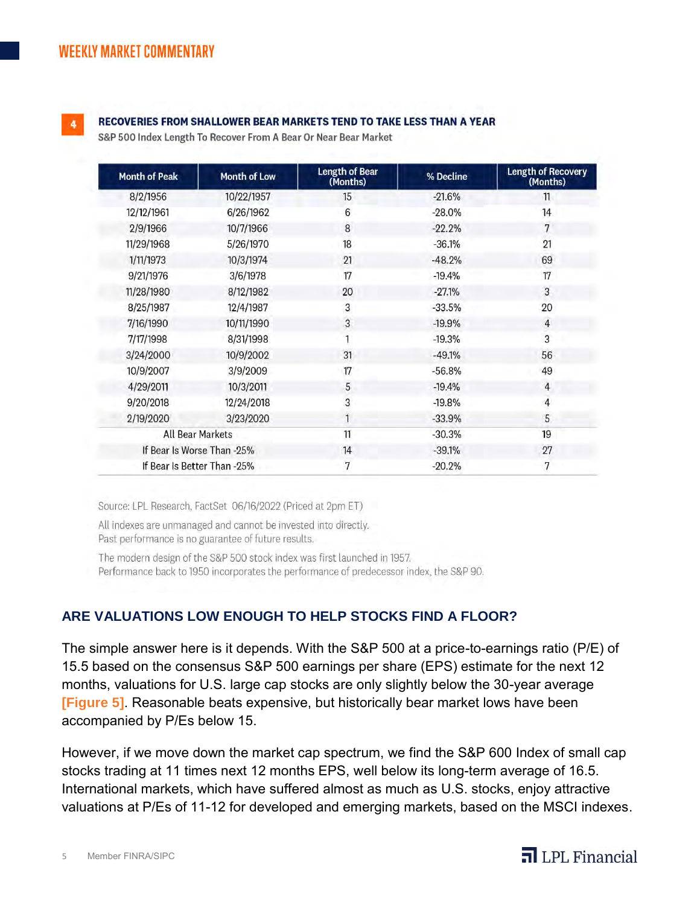**4** **RECOVERIES FROM SHALLOWER BEAR MARKETS TEND TO TAKE LESS THAN A YEAR**

S&P 500 Index Length To Recover From A Bear Or Near Bear Market

| Month of Peak | Month of Low | Length of Bear (Months) | % Decline | Length of Recovery (Months) |
|---|---|---|---|---|
| 8/2/1956 | 10/22/1957 | 15 | -21.6% | 11 |
| 12/12/1961 | 6/26/1962 | 6 | -28.0% | 14 |
| 2/9/1966 | 10/7/1966 | 8 | -22.2% | 7 |
| 11/29/1968 | 5/26/1970 | 18 | -36.1% | 21 |
| 1/11/1973 | 10/3/1974 | 21 | -48.2% | 69 |
| 9/21/1976 | 3/6/1978 | 17 | -19.4% | 17 |
| 11/28/1980 | 8/12/1982 | 20 | -27.1% | 3 |
| 8/25/1987 | 12/4/1987 | 3 | -33.5% | 20 |
| 7/16/1990 | 10/11/1990 | 3 | -19.9% | 4 |
| 7/17/1998 | 8/31/1998 | 1 | -19.3% | 3 |
| 3/24/2000 | 10/9/2002 | 31 | -49.1% | 56 |
| 10/9/2007 | 3/9/2009 | 17 | -56.8% | 49 |
| 4/29/2011 | 10/3/2011 | 5 | -19.4% | 4 |
| 9/20/2018 | 12/24/2018 | 3 | -19.8% | 4 |
| 2/19/2020 | 3/23/2020 | 1 | -33.9% | 5 |
| All Bear Markets | | 11 | -30.3% | 19 |
| If Bear Is Worse Than -25% | | 14 | -39.1% | 27 |
| If Bear Is Better Than -25% | | 7 | -20.2% | 7 |

Source: LPL Research, FactSet 06/16/2022 (Priced at 2pm ET)

All indexes are unmanaged and cannot be invested into directly.
Past performance is no guarantee of future results.

The modern design of the S&P 500 stock index was first launched in 1957.
Performance back to 1950 incorporates the performance of predecessor index, the S&P 90.

## ARE VALUATIONS LOW ENOUGH TO HELP STOCKS FIND A FLOOR?

The simple answer here is it depends. With the S&P 500 at a price-to-earnings ratio (P/E) of 15.5 based on the consensus S&P 500 earnings per share (EPS) estimate for the next 12 months, valuations for U.S. large cap stocks are only slightly below the 30-year average [Figure 5]. Reasonable beats expensive, but historically bear market lows have been accompanied by P/Es below 15.

However, if we move down the market cap spectrum, we find the S&P 600 Index of small cap stocks trading at 11 times next 12 months EPS, well below its long-term average of 16.5. International markets, which have suffered almost as much as U.S. stocks, enjoy attractive valuations at P/Es of 11-12 for developed and emerging markets, based on the MSCI indexes.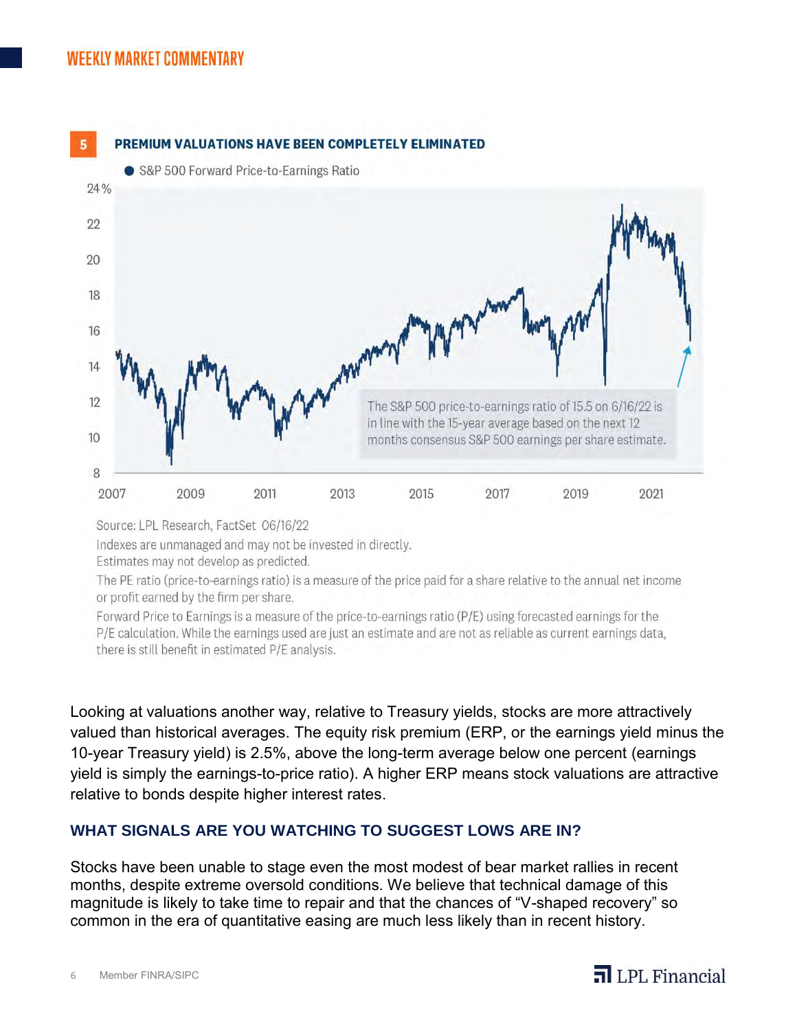**5** **PREMIUM VALUATIONS HAVE BEEN COMPLETELY ELIMINATED**

● S&P 500 Forward Price-to-Earnings Ratio

The S&P 500 price-to-earnings ratio of 15.5 on 6/16/22 is in line with the 15-year average based on the next 12 months consensus S&P 500 earnings per share estimate.

Source: LPL Research, FactSet 06/16/22

Indexes are unmanaged and may not be invested in directly.

Estimates may not develop as predicted.

The PE ratio (price-to-earnings ratio) is a measure of the price paid for a share relative to the annual net income or profit earned by the firm per share.

Forward Price to Earnings is a measure of the price-to-earnings ratio (P/E) using forecasted earnings for the P/E calculation. While the earnings used are just an estimate and are not as reliable as current earnings data, there is still benefit in estimated P/E analysis.

Looking at valuations another way, relative to Treasury yields, stocks are more attractively valued than historical averages. The equity risk premium (ERP, or the earnings yield minus the 10-year Treasury yield) is 2.5%, above the long-term average below one percent (earnings yield is simply the earnings-to-price ratio). A higher ERP means stock valuations are attractive relative to bonds despite higher interest rates.

### WHAT SIGNALS ARE YOU WATCHING TO SUGGEST LOWS ARE IN?

Stocks have been unable to stage even the most modest of bear market rallies in recent months, despite extreme oversold conditions. We believe that technical damage of this magnitude is likely to take time to repair and that the chances of "V-shaped recovery" so common in the era of quantitative easing are much less likely than in recent history.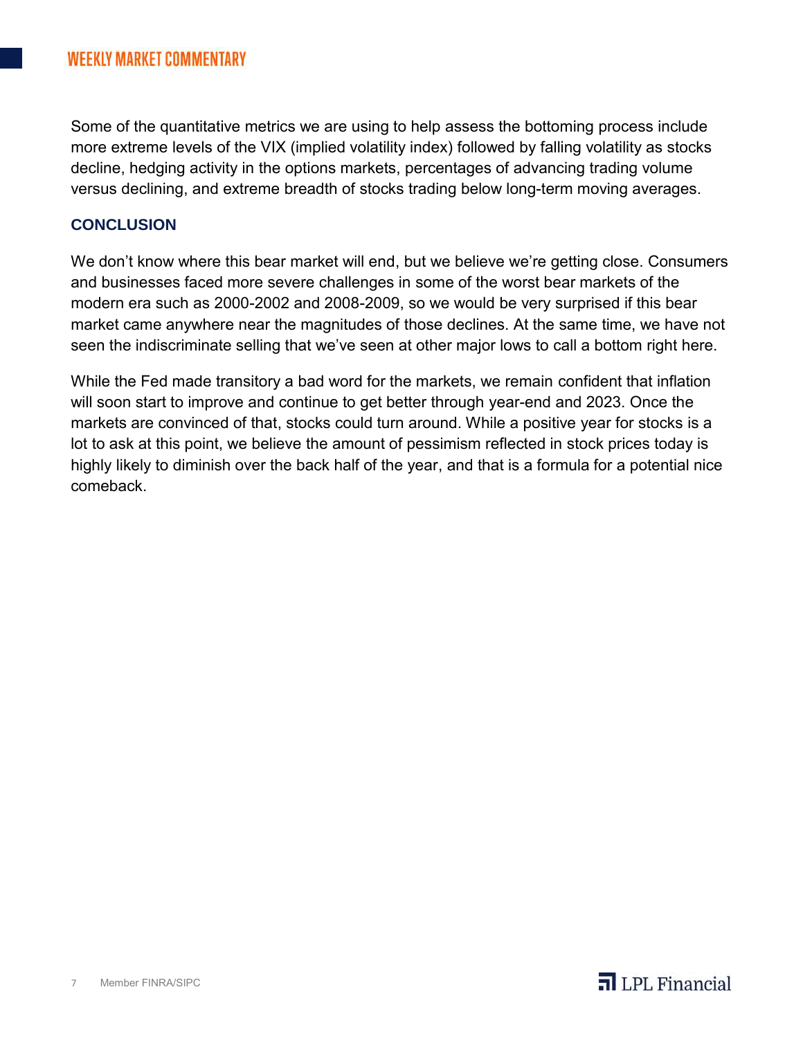Some of the quantitative metrics we are using to help assess the bottoming process include more extreme levels of the VIX (implied volatility index) followed by falling volatility as stocks decline, hedging activity in the options markets, percentages of advancing trading volume versus declining, and extreme breadth of stocks trading below long-term moving averages.

## CONCLUSION

We don't know where this bear market will end, but we believe we're getting close. Consumers and businesses faced more severe challenges in some of the worst bear markets of the modern era such as 2000-2002 and 2008-2009, so we would be very surprised if this bear market came anywhere near the magnitudes of those declines. At the same time, we have not seen the indiscriminate selling that we've seen at other major lows to call a bottom right here.

While the Fed made transitory a bad word for the markets, we remain confident that inflation will soon start to improve and continue to get better through year-end and 2023. Once the markets are convinced of that, stocks could turn around. While a positive year for stocks is a lot to ask at this point, we believe the amount of pessimism reflected in stock prices today is highly likely to diminish over the back half of the year, and that is a formula for a potential nice comeback.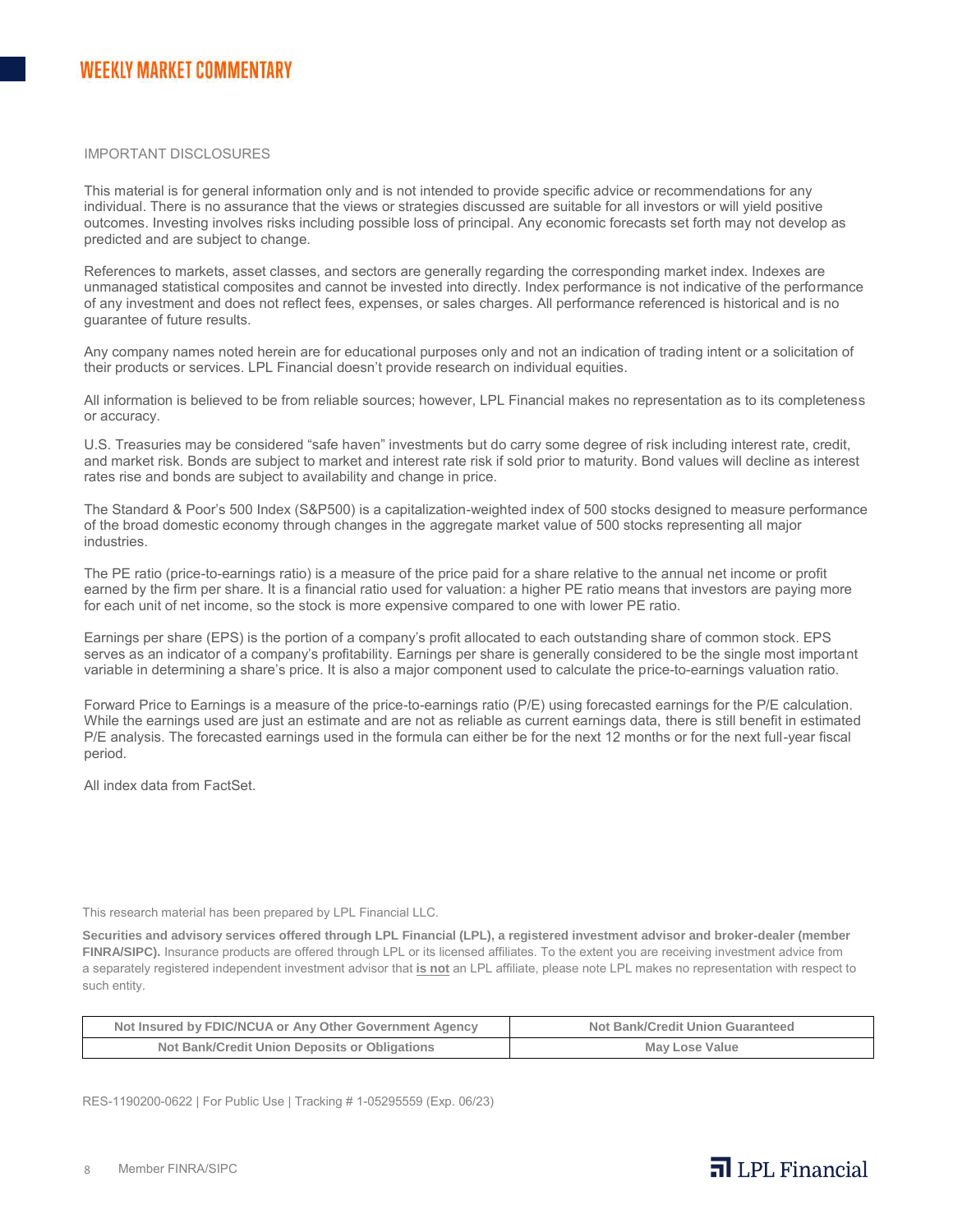IMPORTANT DISCLOSURES

This material is for general information only and is not intended to provide specific advice or recommendations for any individual. There is no assurance that the views or strategies discussed are suitable for all investors or will yield positive outcomes. Investing involves risks including possible loss of principal. Any economic forecasts set forth may not develop as predicted and are subject to change.

References to markets, asset classes, and sectors are generally regarding the corresponding market index. Indexes are unmanaged statistical composites and cannot be invested into directly. Index performance is not indicative of the performance of any investment and does not reflect fees, expenses, or sales charges. All performance referenced is historical and is no guarantee of future results.

Any company names noted herein are for educational purposes only and not an indication of trading intent or a solicitation of their products or services. LPL Financial doesn't provide research on individual equities.

All information is believed to be from reliable sources; however, LPL Financial makes no representation as to its completeness or accuracy.

U.S. Treasuries may be considered "safe haven" investments but do carry some degree of risk including interest rate, credit, and market risk. Bonds are subject to market and interest rate risk if sold prior to maturity. Bond values will decline as interest rates rise and bonds are subject to availability and change in price.

The Standard & Poor's 500 Index (S&P500) is a capitalization-weighted index of 500 stocks designed to measure performance of the broad domestic economy through changes in the aggregate market value of 500 stocks representing all major industries.

The PE ratio (price-to-earnings ratio) is a measure of the price paid for a share relative to the annual net income or profit earned by the firm per share. It is a financial ratio used for valuation: a higher PE ratio means that investors are paying more for each unit of net income, so the stock is more expensive compared to one with lower PE ratio.

Earnings per share (EPS) is the portion of a company's profit allocated to each outstanding share of common stock. EPS serves as an indicator of a company's profitability. Earnings per share is generally considered to be the single most important variable in determining a share's price. It is also a major component used to calculate the price-to-earnings valuation ratio.

Forward Price to Earnings is a measure of the price-to-earnings ratio (P/E) using forecasted earnings for the P/E calculation. While the earnings used are just an estimate and are not as reliable as current earnings data, there is still benefit in estimated P/E analysis. The forecasted earnings used in the formula can either be for the next 12 months or for the next full-year fiscal period.

All index data from FactSet.

This research material has been prepared by LPL Financial LLC.

**Securities and advisory services offered through LPL Financial (LPL), a registered investment advisor and broker-dealer (member FINRA/SIPC).** Insurance products are offered through LPL or its licensed affiliates. To the extent you are receiving investment advice from a separately registered independent investment advisor that **is not** an LPL affiliate, please note LPL makes no representation with respect to such entity.

| | |
|---|---|
| **Not Insured by FDIC/NCUA or Any Other Government Agency** | **Not Bank/Credit Union Guaranteed** |
| **Not Bank/Credit Union Deposits or Obligations** | **May Lose Value** |

RES-1190200-0622 | For Public Use | Tracking # 1-05295559 (Exp. 06/23)

Member FINRA/SIPC